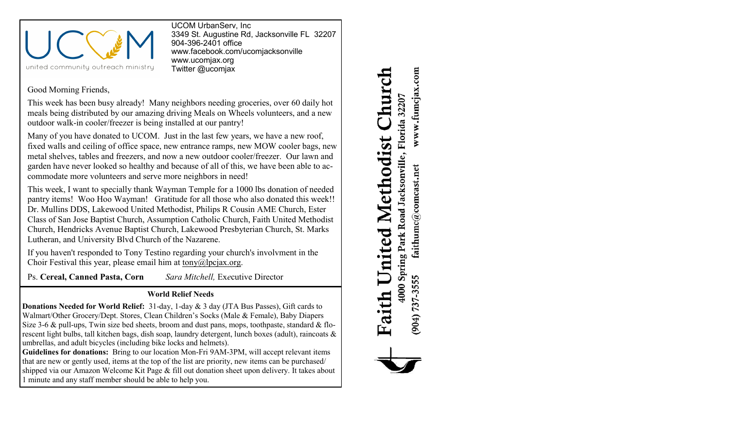UCOM

united community outreach ministry

UCOM UrbanServ, Inc
3349 St. Augustine Rd, Jacksonville FL 32207
904-396-2401 office
www.facebook.com/ucomjacksonville
www.ucomjax.org
Twitter @ucomjax

Good Morning Friends,

This week has been busy already! Many neighbors needing groceries, over 60 daily hot meals being distributed by our amazing driving Meals on Wheels volunteers, and a new outdoor walk-in cooler/freezer is being installed at our pantry!

Many of you have donated to UCOM. Just in the last few years, we have a new roof, fixed walls and ceiling of office space, new entrance ramps, new MOW cooler bags, new metal shelves, tables and freezers, and now a new outdoor cooler/freezer. Our lawn and garden have never looked so healthy and because of all of this, we have been able to accommodate more volunteers and serve more neighbors in need!

This week, I want to specially thank Wayman Temple for a 1000 lbs donation of needed pantry items! Woo Hoo Wayman! Gratitude for all those who also donated this week!! Dr. Mullins DDS, Lakewood United Methodist, Philips R Cousin AME Church, Ester Class of San Jose Baptist Church, Assumption Catholic Church, Faith United Methodist Church, Hendricks Avenue Baptist Church, Lakewood Presbyterian Church, St. Marks Lutheran, and University Blvd Church of the Nazarene.

If you haven't responded to Tony Testino regarding your church's involvment in the Choir Festival this year, please email him at tony@lpcjax.org.

Ps. **Cereal, Canned Pasta, Corn** *Sara Mitchell,* Executive Director

**World Relief Needs**

**Donations Needed for World Relief:** 31-day, 1-day & 3 day (JTA Bus Passes), Gift cards to Walmart/Other Grocery/Dept. Stores, Clean Children's Socks (Male & Female), Baby Diapers Size 3-6 & pull-ups, Twin size bed sheets, broom and dust pans, mops, toothpaste, standard & florescent light bulbs, tall kitchen bags, dish soap, laundry detergent, lunch boxes (adult), raincoats & umbrellas, and adult bicycles (including bike locks and helmets).
**Guidelines for donations:** Bring to our location Mon-Fri 9AM-3PM, will accept relevant items that are new or gently used, items at the top of the list are priority, new items can be purchased/shipped via our Amazon Welcome Kit Page & fill out donation sheet upon delivery. It takes about 1 minute and any staff member should be able to help you.

# Faith United Methodist Church

4000 Spring Park Road Jacksonville, Florida 32207

(904) 737-3555 faithumc@comcast.net www.fumcjax.com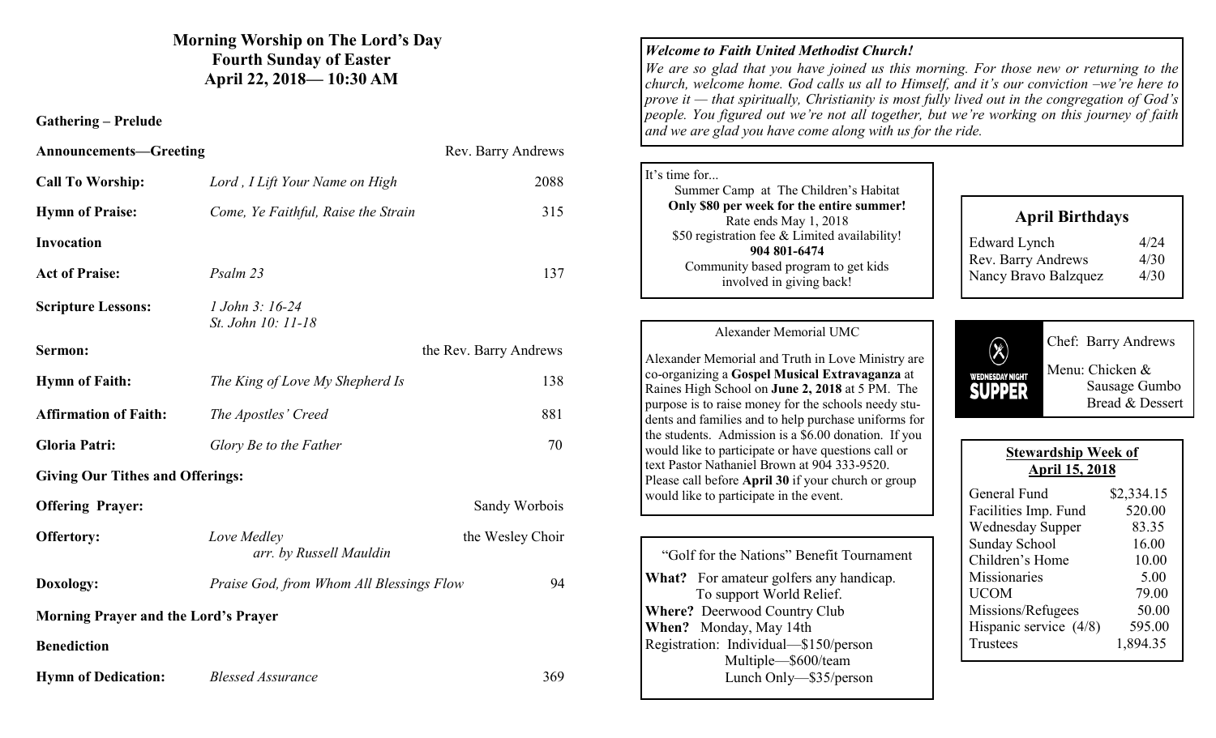# Morning Worship on The Lord's Day
## Fourth Sunday of Easter
## April 22, 2018— 10:30 AM

**Gathering – Prelude**

| | | |
|---|---|---|
| **Announcements—Greeting** | | Rev. Barry Andrews |
| **Call To Worship:** | *Lord , I Lift Your Name on High* | 2088 |
| **Hymn of Praise:** | *Come, Ye Faithful, Raise the Strain* | 315 |
| **Invocation** | | |
| **Act of Praise:** | *Psalm 23* | 137 |
| **Scripture Lessons:** | *1 John 3: 16-24* *St. John 10: 11-18* | |
| **Sermon:** | | the Rev. Barry Andrews |
| **Hymn of Faith:** | *The King of Love My Shepherd Is* | 138 |
| **Affirmation of Faith:** | *The Apostles' Creed* | 881 |
| **Gloria Patri:** | *Glory Be to the Father* | 70 |
| **Giving Our Tithes and Offerings:** | | |
| **Offering Prayer:** | | Sandy Worbois |
| **Offertory:** | *Love Medley* *arr. by Russell Mauldin* | the Wesley Choir |
| **Doxology:** | *Praise God, from Whom All Blessings Flow* | 94 |
| **Morning Prayer and the Lord's Prayer** | | |
| **Benediction** | | |
| **Hymn of Dedication:** | *Blessed Assurance* | 369 |

***Welcome to Faith United Methodist Church!***

*We are so glad that you have joined us this morning. For those new or returning to the church, welcome home. God calls us all to Himself, and it's our conviction –we're here to prove it — that spiritually, Christianity is most fully lived out in the congregation of God's people. You figured out we're not all together, but we're working on this journey of faith and we are glad you have come along with us for the ride.*

It's time for...
Summer Camp at The Children's Habitat
**Only $80 per week for the entire summer!**
Rate ends May 1, 2018
$50 registration fee & Limited availability!
**904 801-6474**
Community based program to get kids involved in giving back!

Alexander Memorial UMC

Alexander Memorial and Truth in Love Ministry are co-organizing a **Gospel Musical Extravaganza** at Raines High School on **June 2, 2018** at 5 PM. The purpose is to raise money for the schools needy students and families and to help purchase uniforms for the students. Admission is a $6.00 donation. If you would like to participate or have questions call or text Pastor Nathaniel Brown at 904 333-9520. Please call before **April 30** if your church or group would like to participate in the event.

"Golf for the Nations" Benefit Tournament

**What?** For amateur golfers any handicap. To support World Relief.
**Where?** Deerwood Country Club
**When?** Monday, May 14th
Registration: Individual—$150/person
Multiple—$600/team
Lunch Only—$35/person

## April Birthdays

| | |
|---|---|
| Edward Lynch | 4/24 |
| Rev. Barry Andrews | 4/30 |
| Nancy Bravo Balzquez | 4/30 |

WEDNESDAY NIGHT SUPPER

Chef: Barry Andrews
Menu: Chicken & Sausage Gumbo Bread & Dessert

**Stewardship Week of April 15, 2018**

| | |
|---|---|
| General Fund | $2,334.15 |
| Facilities Imp. Fund | 520.00 |
| Wednesday Supper | 83.35 |
| Sunday School | 16.00 |
| Children's Home | 10.00 |
| Missionaries | 5.00 |
| UCOM | 79.00 |
| Missions/Refugees | 50.00 |
| Hispanic service (4/8) | 595.00 |
| Trustees | 1,894.35 |